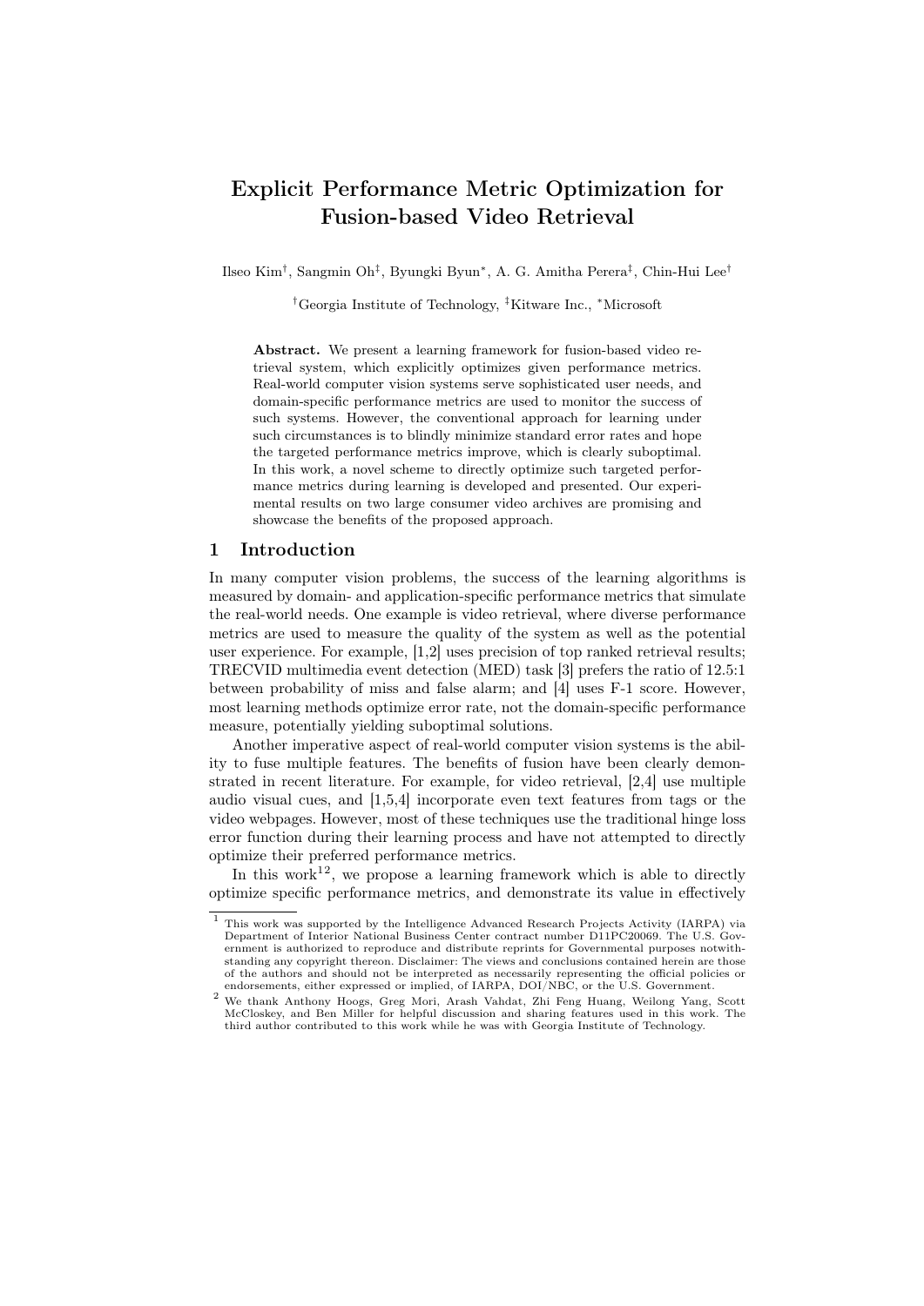# Explicit Performance Metric Optimization for Fusion-based Video Retrieval

Ilseo Kim[†], Sangmin Oh[‡], Byungki Byun[*], A. G. Amitha Perera[‡], Chin-Hui Lee[†]

[†]Georgia Institute of Technology, [‡]Kitware Inc., [*]Microsoft

**Abstract.** We present a learning framework for fusion-based video retrieval system, which explicitly optimizes given performance metrics. Real-world computer vision systems serve sophisticated user needs, and domain-specific performance metrics are used to monitor the success of such systems. However, the conventional approach for learning under such circumstances is to blindly minimize standard error rates and hope the targeted performance metrics improve, which is clearly suboptimal. In this work, a novel scheme to directly optimize such targeted performance metrics during learning is developed and presented. Our experimental results on two large consumer video archives are promising and showcase the benefits of the proposed approach.

## 1 Introduction

In many computer vision problems, the success of the learning algorithms is measured by domain- and application-specific performance metrics that simulate the real-world needs. One example is video retrieval, where diverse performance metrics are used to measure the quality of the system as well as the potential user experience. For example, [1,2] uses precision of top ranked retrieval results; TRECVID multimedia event detection (MED) task [3] prefers the ratio of 12.5:1 between probability of miss and false alarm; and [4] uses F-1 score. However, most learning methods optimize error rate, not the domain-specific performance measure, potentially yielding suboptimal solutions.

Another imperative aspect of real-world computer vision systems is the ability to fuse multiple features. The benefits of fusion have been clearly demonstrated in recent literature. For example, for video retrieval, [2,4] use multiple audio visual cues, and [1,5,4] incorporate even text features from tags or the video webpages. However, most of these techniques use the traditional hinge loss error function during their learning process and have not attempted to directly optimize their preferred performance metrics.

In this work[1][2], we propose a learning framework which is able to directly optimize specific performance metrics, and demonstrate its value in effectively

---

[1] This work was supported by the Intelligence Advanced Research Projects Activity (IARPA) via Department of Interior National Business Center contract number D11PC20069. The U.S. Government is authorized to reproduce and distribute reprints for Governmental purposes notwithstanding any copyright thereon. Disclaimer: The views and conclusions contained herein are those of the authors and should not be interpreted as necessarily representing the official policies or endorsements, either expressed or implied, of IARPA, DOI/NBC, or the U.S. Government.

[2] We thank Anthony Hoogs, Greg Mori, Arash Vahdat, Zhi Feng Huang, Weilong Yang, Scott McCloskey, and Ben Miller for helpful discussion and sharing features used in this work. The third author contributed to this work while he was with Georgia Institute of Technology.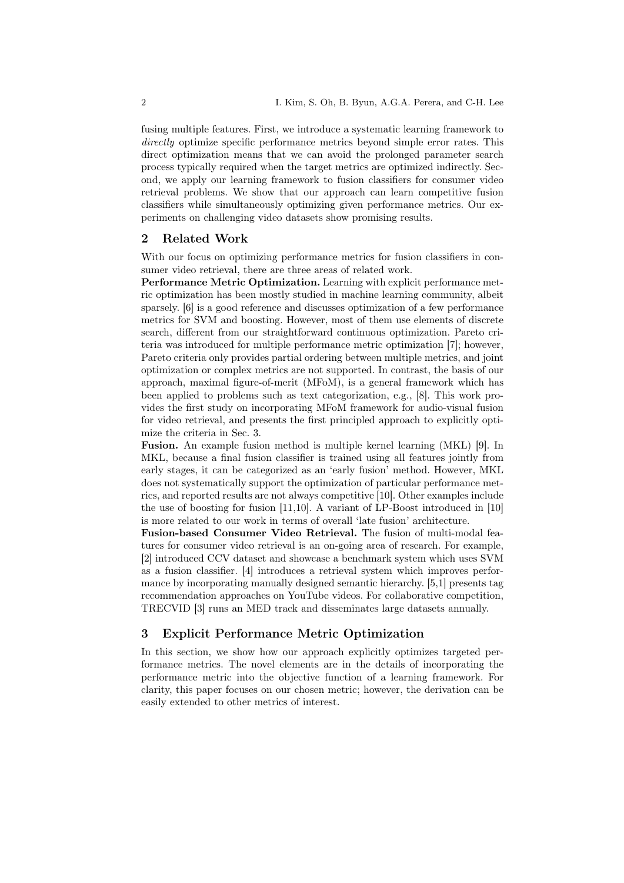fusing multiple features. First, we introduce a systematic learning framework to *directly* optimize specific performance metrics beyond simple error rates. This direct optimization means that we can avoid the prolonged parameter search process typically required when the target metrics are optimized indirectly. Second, we apply our learning framework to fusion classifiers for consumer video retrieval problems. We show that our approach can learn competitive fusion classifiers while simultaneously optimizing given performance metrics. Our experiments on challenging video datasets show promising results.

## 2 Related Work

With our focus on optimizing performance metrics for fusion classifiers in consumer video retrieval, there are three areas of related work.

**Performance Metric Optimization.** Learning with explicit performance metric optimization has been mostly studied in machine learning community, albeit sparsely. [6] is a good reference and discusses optimization of a few performance metrics for SVM and boosting. However, most of them use elements of discrete search, different from our straightforward continuous optimization. Pareto criteria was introduced for multiple performance metric optimization [7]; however, Pareto criteria only provides partial ordering between multiple metrics, and joint optimization or complex metrics are not supported. In contrast, the basis of our approach, maximal figure-of-merit (MFoM), is a general framework which has been applied to problems such as text categorization, e.g., [8]. This work provides the first study on incorporating MFoM framework for audio-visual fusion for video retrieval, and presents the first principled approach to explicitly optimize the criteria in Sec. 3.

**Fusion.** An example fusion method is multiple kernel learning (MKL) [9]. In MKL, because a final fusion classifier is trained using all features jointly from early stages, it can be categorized as an 'early fusion' method. However, MKL does not systematically support the optimization of particular performance metrics, and reported results are not always competitive [10]. Other examples include the use of boosting for fusion [11,10]. A variant of LP-Boost introduced in [10] is more related to our work in terms of overall 'late fusion' architecture.

**Fusion-based Consumer Video Retrieval.** The fusion of multi-modal features for consumer video retrieval is an on-going area of research. For example, [2] introduced CCV dataset and showcase a benchmark system which uses SVM as a fusion classifier. [4] introduces a retrieval system which improves performance by incorporating manually designed semantic hierarchy. [5,1] presents tag recommendation approaches on YouTube videos. For collaborative competition, TRECVID [3] runs an MED track and disseminates large datasets annually.

## 3 Explicit Performance Metric Optimization

In this section, we show how our approach explicitly optimizes targeted performance metrics. The novel elements are in the details of incorporating the performance metric into the objective function of a learning framework. For clarity, this paper focuses on our chosen metric; however, the derivation can be easily extended to other metrics of interest.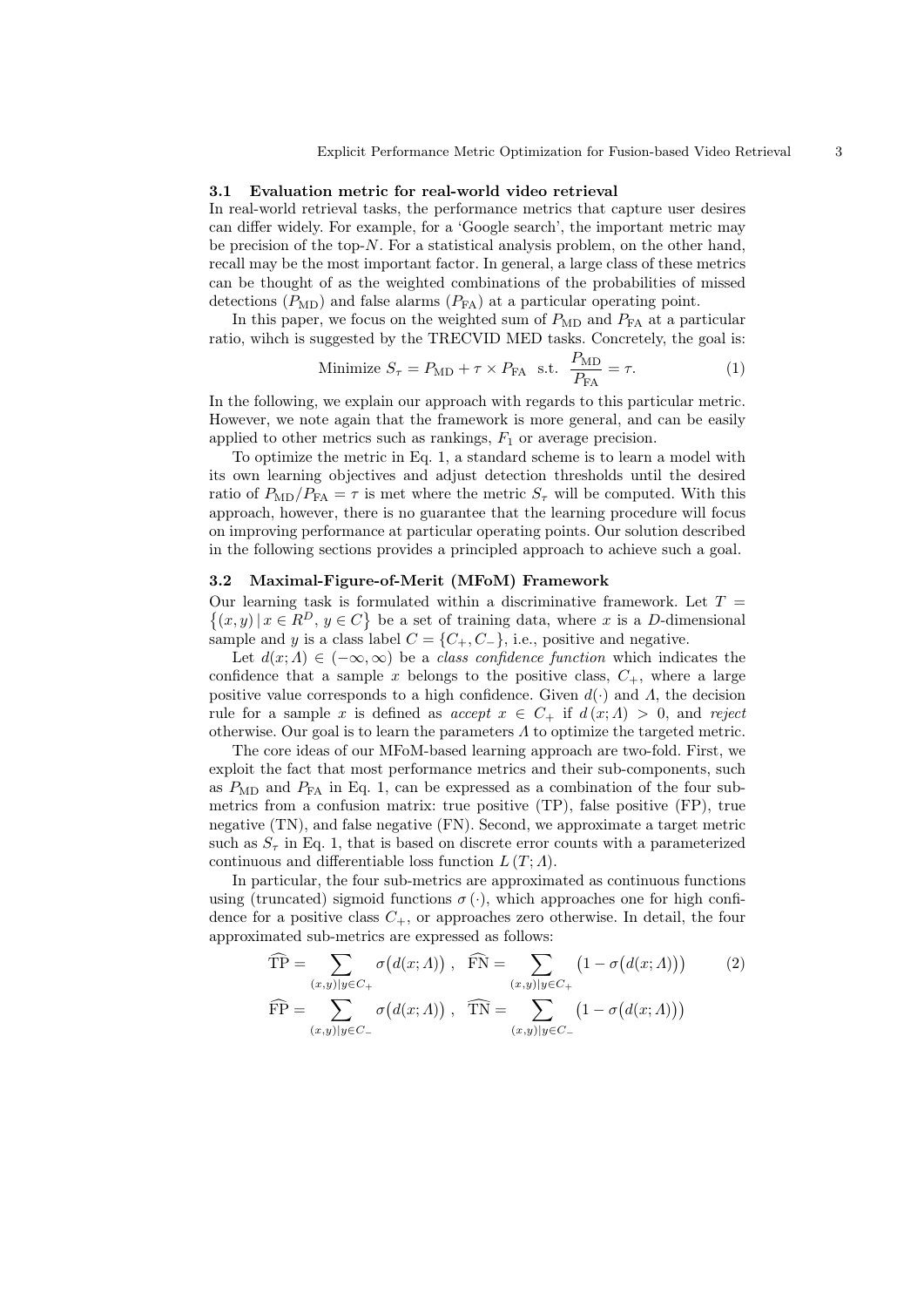### 3.1 Evaluation metric for real-world video retrieval

In real-world retrieval tasks, the performance metrics that capture user desires can differ widely. For example, for a 'Google search', the important metric may be precision of the top-$N$. For a statistical analysis problem, on the other hand, recall may be the most important factor. In general, a large class of these metrics can be thought of as the weighted combinations of the probabilities of missed detections ($P_{\text{MD}}$) and false alarms ($P_{\text{FA}}$) at a particular operating point.

In this paper, we focus on the weighted sum of $P_{\text{MD}}$ and $P_{\text{FA}}$ at a particular ratio, wihch is suggested by the TRECVID MED tasks. Concretely, the goal is:

$$\text{Minimize } S_\tau = P_{\text{MD}} + \tau \times P_{\text{FA}} \;\; \text{s.t.} \;\; \frac{P_{\text{MD}}}{P_{\text{FA}}} = \tau. \tag{1}$$

In the following, we explain our approach with regards to this particular metric. However, we note again that the framework is more general, and can be easily applied to other metrics such as rankings, $F_1$ or average precision.

To optimize the metric in Eq. 1, a standard scheme is to learn a model with its own learning objectives and adjust detection thresholds until the desired ratio of $P_{\text{MD}}/P_{\text{FA}} = \tau$ is met where the metric $S_\tau$ will be computed. With this approach, however, there is no guarantee that the learning procedure will focus on improving performance at particular operating points. Our solution described in the following sections provides a principled approach to achieve such a goal.

### 3.2 Maximal-Figure-of-Merit (MFoM) Framework

Our learning task is formulated within a discriminative framework. Let $T = \{(x, y) \,|\, x \in R^D,\, y \in C\}$ be a set of training data, where $x$ is a $D$-dimensional sample and $y$ is a class label $C = \{C_+, C_-\}$, i.e., positive and negative.

Let $d(x;\Lambda) \in (-\infty, \infty)$ be a *class confidence function* which indicates the confidence that a sample $x$ belongs to the positive class, $C_+$, where a large positive value corresponds to a high confidence. Given $d(\cdot)$ and $\Lambda$, the decision rule for a sample $x$ is defined as *accept* $x \in C_+$ if $d(x;\Lambda) > 0$, and *reject* otherwise. Our goal is to learn the parameters $\Lambda$ to optimize the targeted metric.

The core ideas of our MFoM-based learning approach are two-fold. First, we exploit the fact that most performance metrics and their sub-components, such as $P_{\text{MD}}$ and $P_{\text{FA}}$ in Eq. 1, can be expressed as a combination of the four sub-metrics from a confusion matrix: true positive (TP), false positive (FP), true negative (TN), and false negative (FN). Second, we approximate a target metric such as $S_\tau$ in Eq. 1, that is based on discrete error counts with a parameterized continuous and differentiable loss function $L(T;\Lambda)$.

In particular, the four sub-metrics are approximated as continuous functions using (truncated) sigmoid functions $\sigma(\cdot)$, which approaches one for high confidence for a positive class $C_+$, or approaches zero otherwise. In detail, the four approximated sub-metrics are expressed as follows:

$$\widehat{\text{TP}} = \sum_{(x,y)|y \in C_+} \sigma\big(d(x;\Lambda)\big), \quad \widehat{\text{FN}} = \sum_{(x,y)|y \in C_+} \big(1 - \sigma\big(d(x;\Lambda)\big)\big) \tag{2}$$

$$\widehat{\text{FP}} = \sum_{(x,y)|y \in C_-} \sigma\big(d(x;\Lambda)\big), \quad \widehat{\text{TN}} = \sum_{(x,y)|y \in C_-} \big(1 - \sigma\big(d(x;\Lambda)\big)\big)$$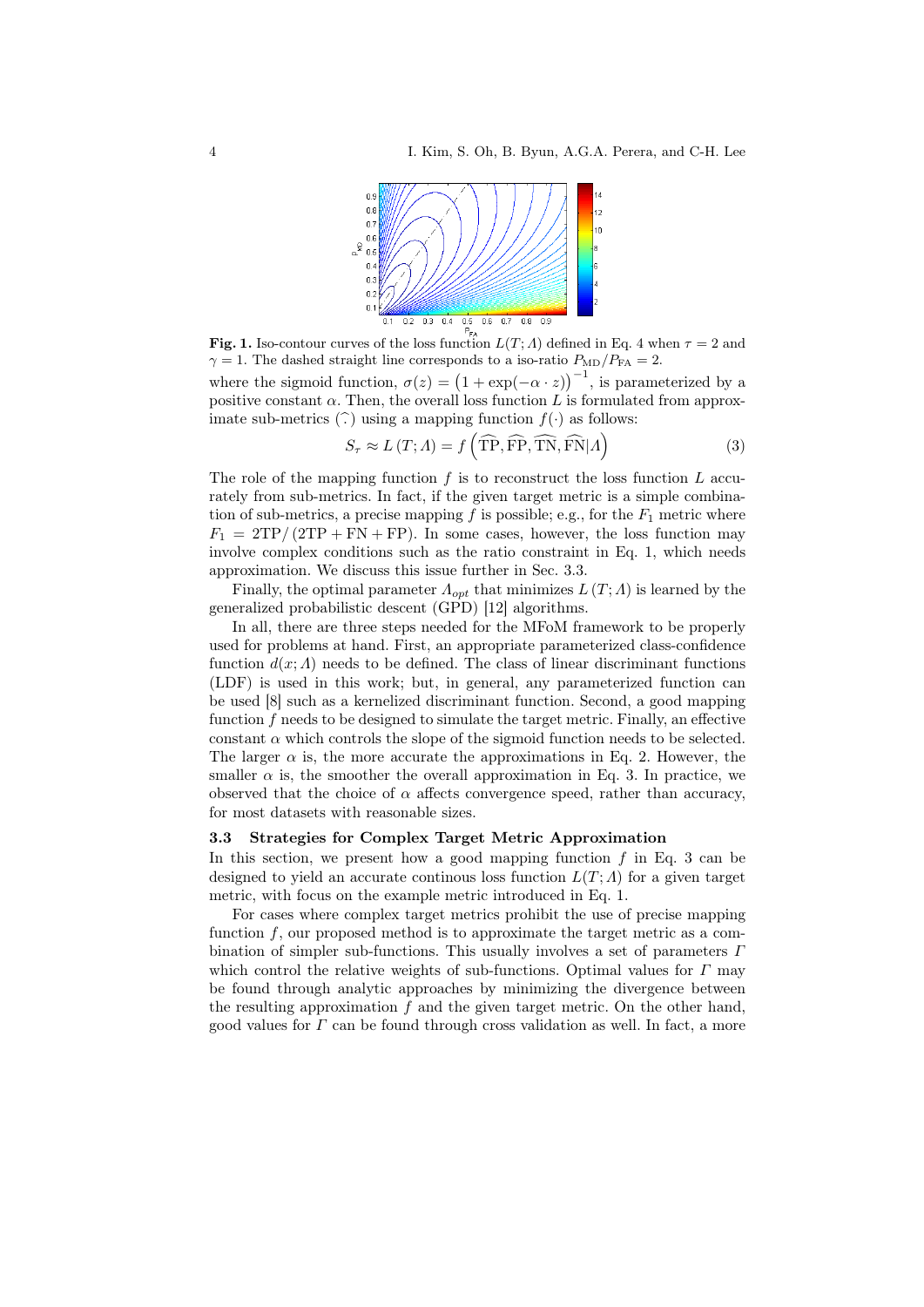**Fig. 1.** Iso-contour curves of the loss function $L(T;\Lambda)$ defined in Eq. 4 when $\tau = 2$ and $\gamma = 1$. The dashed straight line corresponds to a iso-ratio $P_{\mathrm{MD}}/P_{\mathrm{FA}} = 2$.

where the sigmoid function, $\sigma(z) = \left(1 + \exp(-\alpha \cdot z)\right)^{-1}$, is parameterized by a positive constant $\alpha$. Then, the overall loss function $L$ is formulated from approximate sub-metrics $(\widehat{\cdot})$ using a mapping function $f(\cdot)$ as follows:

$$S_\tau \approx L\left(T;\Lambda\right) = f\left(\widehat{\mathrm{TP}}, \widehat{\mathrm{FP}}, \widehat{\mathrm{TN}}, \widehat{\mathrm{FN}} | \Lambda\right) \tag{3}$$

The role of the mapping function $f$ is to reconstruct the loss function $L$ accurately from sub-metrics. In fact, if the given target metric is a simple combination of sub-metrics, a precise mapping $f$ is possible; e.g., for the $F_1$ metric where $F_1 = 2\mathrm{TP}/\left(2\mathrm{TP} + \mathrm{FN} + \mathrm{FP}\right)$. In some cases, however, the loss function may involve complex conditions such as the ratio constraint in Eq. 1, which needs approximation. We discuss this issue further in Sec. 3.3.

Finally, the optimal parameter $\Lambda_{opt}$ that minimizes $L\left(T;\Lambda\right)$ is learned by the generalized probabilistic descent (GPD) [12] algorithms.

In all, there are three steps needed for the MFoM framework to be properly used for problems at hand. First, an appropriate parameterized class-confidence function $d(x;\Lambda)$ needs to be defined. The class of linear discriminant functions (LDF) is used in this work; but, in general, any parameterized function can be used [8] such as a kernelized discriminant function. Second, a good mapping function $f$ needs to be designed to simulate the target metric. Finally, an effective constant $\alpha$ which controls the slope of the sigmoid function needs to be selected. The larger $\alpha$ is, the more accurate the approximations in Eq. 2. However, the smaller $\alpha$ is, the smoother the overall approximation in Eq. 3. In practice, we observed that the choice of $\alpha$ affects convergence speed, rather than accuracy, for most datasets with reasonable sizes.

### 3.3 Strategies for Complex Target Metric Approximation

In this section, we present how a good mapping function $f$ in Eq. 3 can be designed to yield an accurate continous loss function $L(T;\Lambda)$ for a given target metric, with focus on the example metric introduced in Eq. 1.

For cases where complex target metrics prohibit the use of precise mapping function $f$, our proposed method is to approximate the target metric as a combination of simpler sub-functions. This usually involves a set of parameters $\Gamma$ which control the relative weights of sub-functions. Optimal values for $\Gamma$ may be found through analytic approaches by minimizing the divergence between the resulting approximation $f$ and the given target metric. On the other hand, good values for $\Gamma$ can be found through cross validation as well. In fact, a more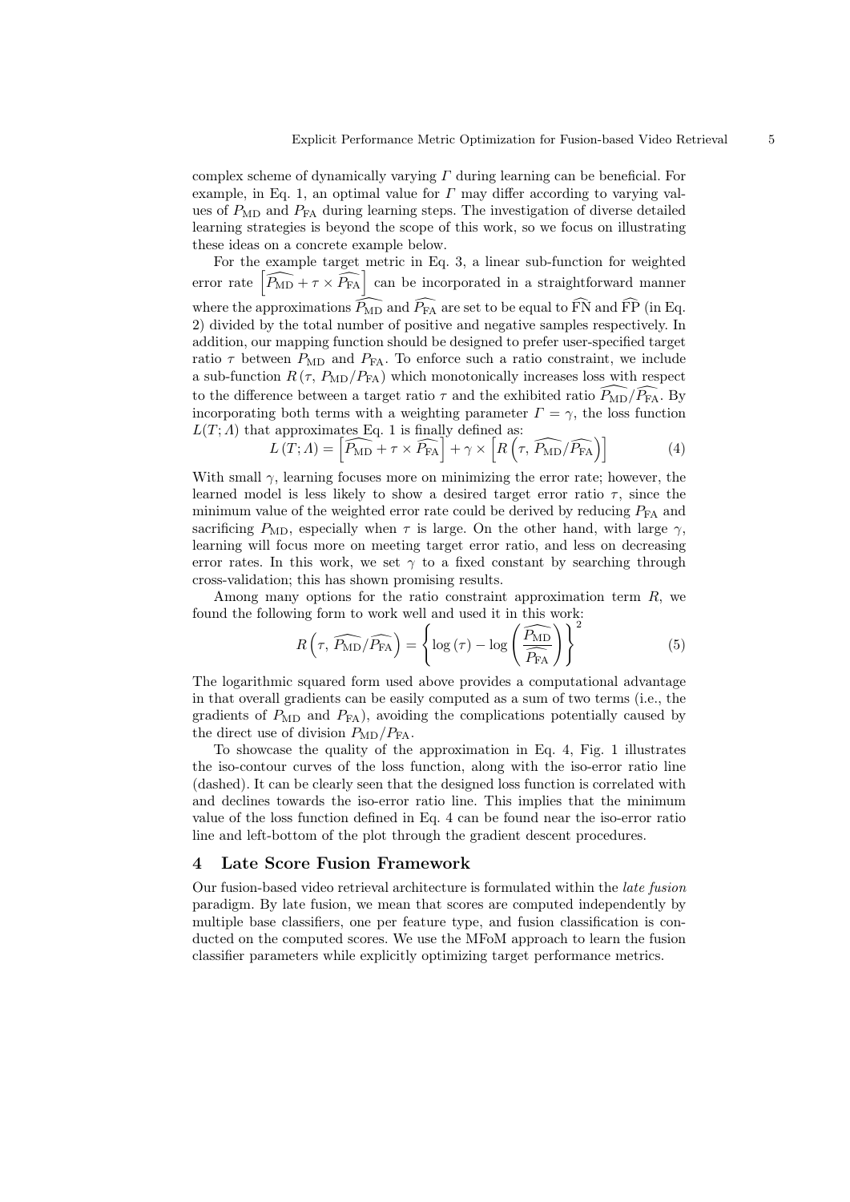complex scheme of dynamically varying $\Gamma$ during learning can be beneficial. For example, in Eq. 1, an optimal value for $\Gamma$ may differ according to varying values of $P_{\mathrm{MD}}$ and $P_{\mathrm{FA}}$ during learning steps. The investigation of diverse detailed learning strategies is beyond the scope of this work, so we focus on illustrating these ideas on a concrete example below.

For the example target metric in Eq. 3, a linear sub-function for weighted error rate $\left[\widehat{P_{\mathrm{MD}}} + \tau \times \widehat{P_{\mathrm{FA}}}\right]$ can be incorporated in a straightforward manner where the approximations $\widehat{P_{\mathrm{MD}}}$ and $\widehat{P_{\mathrm{FA}}}$ are set to be equal to $\widehat{\mathrm{FN}}$ and $\widehat{\mathrm{FP}}$ (in Eq. 2) divided by the total number of positive and negative samples respectively. In addition, our mapping function should be designed to prefer user-specified target ratio $\tau$ between $P_{\mathrm{MD}}$ and $P_{\mathrm{FA}}$. To enforce such a ratio constraint, we include a sub-function $R\left(\tau, P_{\mathrm{MD}}/P_{\mathrm{FA}}\right)$ which monotonically increases loss with respect to the difference between a target ratio $\tau$ and the exhibited ratio $\widehat{P_{\mathrm{MD}}}/\widehat{P_{\mathrm{FA}}}$. By incorporating both terms with a weighting parameter $\Gamma = \gamma$, the loss function $L(T; \Lambda)$ that approximates Eq. 1 is finally defined as:

$$L\left(T; \Lambda\right) = \left[\widehat{P_{\mathrm{MD}}} + \tau \times \widehat{P_{\mathrm{FA}}}\right] + \gamma \times \left[R\left(\tau,\, \widehat{P_{\mathrm{MD}}}/\widehat{P_{\mathrm{FA}}}\right)\right] \tag{4}$$

With small $\gamma$, learning focuses more on minimizing the error rate; however, the learned model is less likely to show a desired target error ratio $\tau$, since the minimum value of the weighted error rate could be derived by reducing $P_{\mathrm{FA}}$ and sacrificing $P_{\mathrm{MD}}$, especially when $\tau$ is large. On the other hand, with large $\gamma$, learning will focus more on meeting target error ratio, and less on decreasing error rates. In this work, we set $\gamma$ to a fixed constant by searching through cross-validation; this has shown promising results.

Among many options for the ratio constraint approximation term $R$, we found the following form to work well and used it in this work:

$$R\left(\tau,\, \widehat{P_{\mathrm{MD}}}/\widehat{P_{\mathrm{FA}}}\right) = \left\{\log\left(\tau\right) - \log\left(\frac{\widehat{P_{\mathrm{MD}}}}{\widehat{P_{\mathrm{FA}}}}\right)\right\}^2 \tag{5}$$

The logarithmic squared form used above provides a computational advantage in that overall gradients can be easily computed as a sum of two terms (i.e., the gradients of $P_{\mathrm{MD}}$ and $P_{\mathrm{FA}}$), avoiding the complications potentially caused by the direct use of division $P_{\mathrm{MD}}/P_{\mathrm{FA}}$.

To showcase the quality of the approximation in Eq. 4, Fig. 1 illustrates the iso-contour curves of the loss function, along with the iso-error ratio line (dashed). It can be clearly seen that the designed loss function is correlated with and declines towards the iso-error ratio line. This implies that the minimum value of the loss function defined in Eq. 4 can be found near the iso-error ratio line and left-bottom of the plot through the gradient descent procedures.

## 4 Late Score Fusion Framework

Our fusion-based video retrieval architecture is formulated within the *late fusion* paradigm. By late fusion, we mean that scores are computed independently by multiple base classifiers, one per feature type, and fusion classification is conducted on the computed scores. We use the MFoM approach to learn the fusion classifier parameters while explicitly optimizing target performance metrics.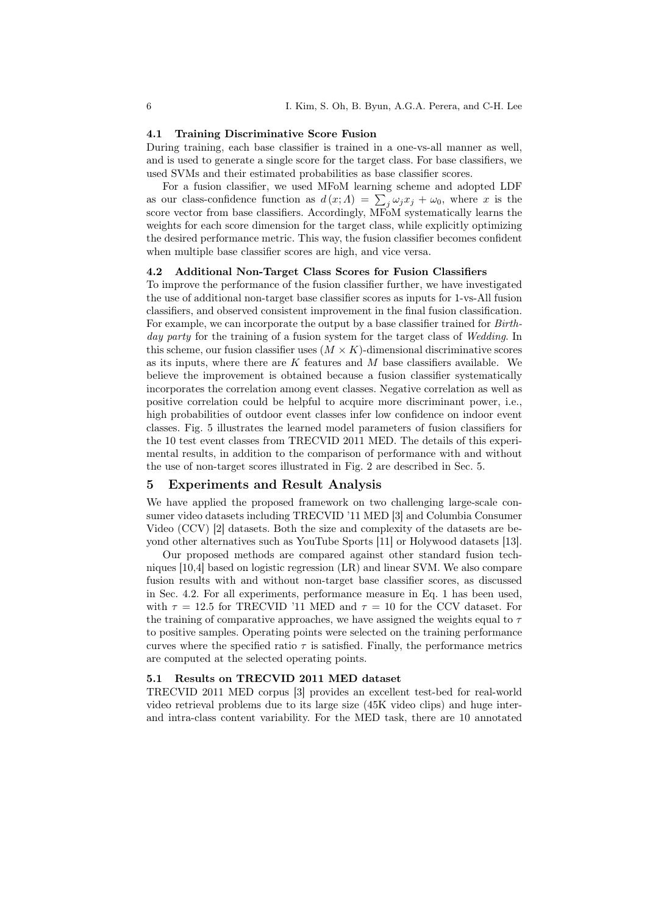### 4.1 Training Discriminative Score Fusion

During training, each base classifier is trained in a one-vs-all manner as well, and is used to generate a single score for the target class. For base classifiers, we used SVMs and their estimated probabilities as base classifier scores.

For a fusion classifier, we used MFoM learning scheme and adopted LDF as our class-confidence function as $d(x; \Lambda) = \sum_j \omega_j x_j + \omega_0$, where $x$ is the score vector from base classifiers. Accordingly, MFoM systematically learns the weights for each score dimension for the target class, while explicitly optimizing the desired performance metric. This way, the fusion classifier becomes confident when multiple base classifier scores are high, and vice versa.

### 4.2 Additional Non-Target Class Scores for Fusion Classifiers

To improve the performance of the fusion classifier further, we have investigated the use of additional non-target base classifier scores as inputs for 1-vs-All fusion classifiers, and observed consistent improvement in the final fusion classification. For example, we can incorporate the output by a base classifier trained for *Birthday party* for the training of a fusion system for the target class of *Wedding*. In this scheme, our fusion classifier uses $(M \times K)$-dimensional discriminative scores as its inputs, where there are $K$ features and $M$ base classifiers available. We believe the improvement is obtained because a fusion classifier systematically incorporates the correlation among event classes. Negative correlation as well as positive correlation could be helpful to acquire more discriminant power, i.e., high probabilities of outdoor event classes infer low confidence on indoor event classes. Fig. 5 illustrates the learned model parameters of fusion classifiers for the 10 test event classes from TRECVID 2011 MED. The details of this experimental results, in addition to the comparison of performance with and without the use of non-target scores illustrated in Fig. 2 are described in Sec. 5.

## 5 Experiments and Result Analysis

We have applied the proposed framework on two challenging large-scale consumer video datasets including TRECVID '11 MED [3] and Columbia Consumer Video (CCV) [2] datasets. Both the size and complexity of the datasets are beyond other alternatives such as YouTube Sports [11] or Holywood datasets [13].

Our proposed methods are compared against other standard fusion techniques [10,4] based on logistic regression (LR) and linear SVM. We also compare fusion results with and without non-target base classifier scores, as discussed in Sec. 4.2. For all experiments, performance measure in Eq. 1 has been used, with $\tau = 12.5$ for TRECVID '11 MED and $\tau = 10$ for the CCV dataset. For the training of comparative approaches, we have assigned the weights equal to $\tau$ to positive samples. Operating points were selected on the training performance curves where the specified ratio $\tau$ is satisfied. Finally, the performance metrics are computed at the selected operating points.

### 5.1 Results on TRECVID 2011 MED dataset

TRECVID 2011 MED corpus [3] provides an excellent test-bed for real-world video retrieval problems due to its large size (45K video clips) and huge inter- and intra-class content variability. For the MED task, there are 10 annotated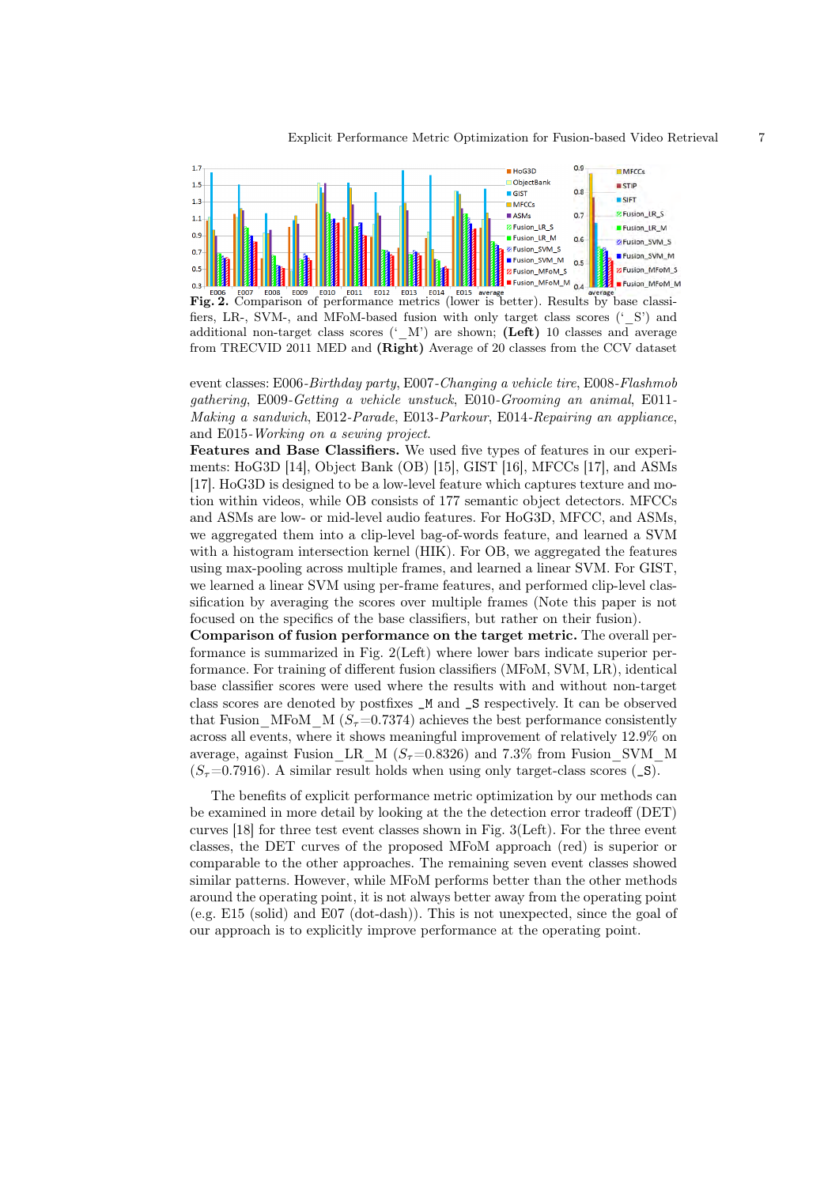**Fig. 2.** Comparison of performance metrics (lower is better). Results by base classifiers, LR-, SVM-, and MFoM-based fusion with only target class scores ('_S') and additional non-target class scores ('_M') are shown; **(Left)** 10 classes and average from TRECVID 2011 MED and **(Right)** Average of 20 classes from the CCV dataset

event classes: E006-*Birthday party*, E007-*Changing a vehicle tire*, E008-*Flashmob gathering*, E009-*Getting a vehicle unstuck*, E010-*Grooming an animal*, E011-*Making a sandwich*, E012-*Parade*, E013-*Parkour*, E014-*Repairing an appliance*, and E015-*Working on a sewing project*.

**Features and Base Classifiers.** We used five types of features in our experiments: HoG3D [14], Object Bank (OB) [15], GIST [16], MFCCs [17], and ASMs [17]. HoG3D is designed to be a low-level feature which captures texture and motion within videos, while OB consists of 177 semantic object detectors. MFCCs and ASMs are low- or mid-level audio features. For HoG3D, MFCC, and ASMs, we aggregated them into a clip-level bag-of-words feature, and learned a SVM with a histogram intersection kernel (HIK). For OB, we aggregated the features using max-pooling across multiple frames, and learned a linear SVM. For GIST, we learned a linear SVM using per-frame features, and performed clip-level classification by averaging the scores over multiple frames (Note this paper is not focused on the specifics of the base classifiers, but rather on their fusion).

**Comparison of fusion performance on the target metric.** The overall performance is summarized in Fig. 2(Left) where lower bars indicate superior performance. For training of different fusion classifiers (MFoM, SVM, LR), identical base classifier scores were used where the results with and without non-target class scores are denoted by postfixes `_M` and `_S` respectively. It can be observed that Fusion_MFoM_M ($S_\tau$=0.7374) achieves the best performance consistently across all events, where it shows meaningful improvement of relatively 12.9% on average, against Fusion_LR_M ($S_\tau$=0.8326) and 7.3% from Fusion_SVM_M ($S_\tau$=0.7916). A similar result holds when using only target-class scores (`_S`).

The benefits of explicit performance metric optimization by our methods can be examined in more detail by looking at the the detection error tradeoff (DET) curves [18] for three test event classes shown in Fig. 3(Left). For the three event classes, the DET curves of the proposed MFoM approach (red) is superior or comparable to the other approaches. The remaining seven event classes showed similar patterns. However, while MFoM performs better than the other methods around the operating point, it is not always better away from the operating point (e.g. E15 (solid) and E07 (dot-dash)). This is not unexpected, since the goal of our approach is to explicitly improve performance at the operating point.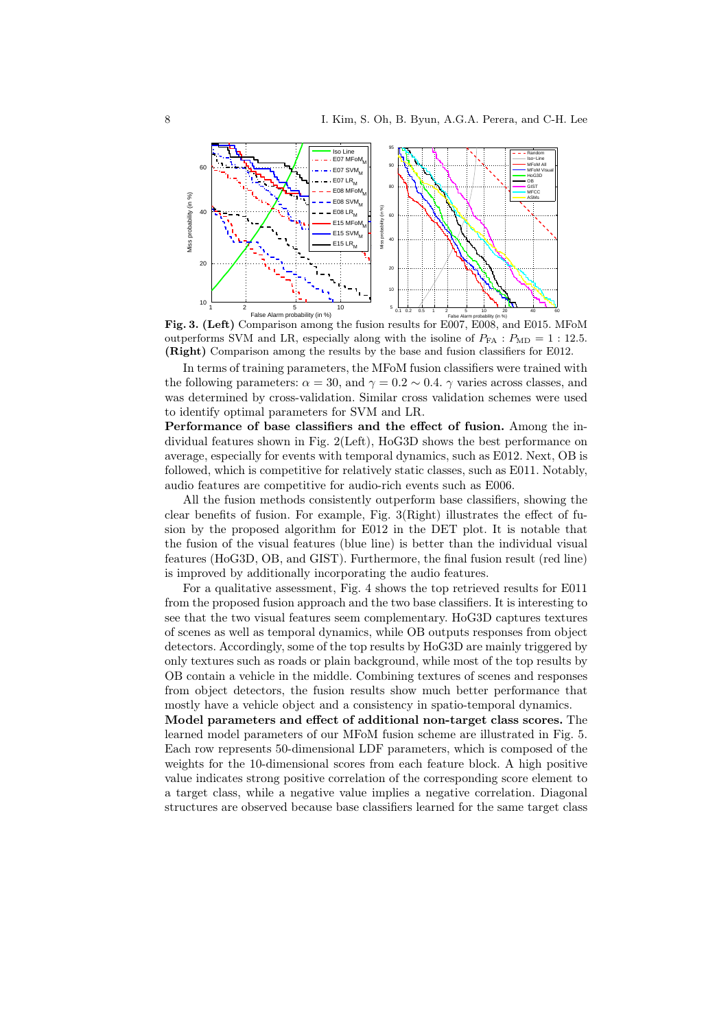**Fig. 3. (Left)** Comparison among the fusion results for E007, E008, and E015. MFoM outperforms SVM and LR, especially along with the isoline of $P_{\text{FA}} : P_{\text{MD}} = 1 : 12.5$. **(Right)** Comparison among the results by the base and fusion classifiers for E012.

In terms of training parameters, the MFoM fusion classifiers were trained with the following parameters: $\alpha = 30$, and $\gamma = 0.2 \sim 0.4$. $\gamma$ varies across classes, and was determined by cross-validation. Similar cross validation schemes were used to identify optimal parameters for SVM and LR.

**Performance of base classifiers and the effect of fusion.** Among the individual features shown in Fig. 2(Left), HoG3D shows the best performance on average, especially for events with temporal dynamics, such as E012. Next, OB is followed, which is competitive for relatively static classes, such as E011. Notably, audio features are competitive for audio-rich events such as E006.

All the fusion methods consistently outperform base classifiers, showing the clear benefits of fusion. For example, Fig. 3(Right) illustrates the effect of fusion by the proposed algorithm for E012 in the DET plot. It is notable that the fusion of the visual features (blue line) is better than the individual visual features (HoG3D, OB, and GIST). Furthermore, the final fusion result (red line) is improved by additionally incorporating the audio features.

For a qualitative assessment, Fig. 4 shows the top retrieved results for E011 from the proposed fusion approach and the two base classifiers. It is interesting to see that the two visual features seem complementary. HoG3D captures textures of scenes as well as temporal dynamics, while OB outputs responses from object detectors. Accordingly, some of the top results by HoG3D are mainly triggered by only textures such as roads or plain background, while most of the top results by OB contain a vehicle in the middle. Combining textures of scenes and responses from object detectors, the fusion results show much better performance that mostly have a vehicle object and a consistency in spatio-temporal dynamics.

**Model parameters and effect of additional non-target class scores.** The learned model parameters of our MFoM fusion scheme are illustrated in Fig. 5. Each row represents 50-dimensional LDF parameters, which is composed of the weights for the 10-dimensional scores from each feature block. A high positive value indicates strong positive correlation of the corresponding score element to a target class, while a negative value implies a negative correlation. Diagonal structures are observed because base classifiers learned for the same target class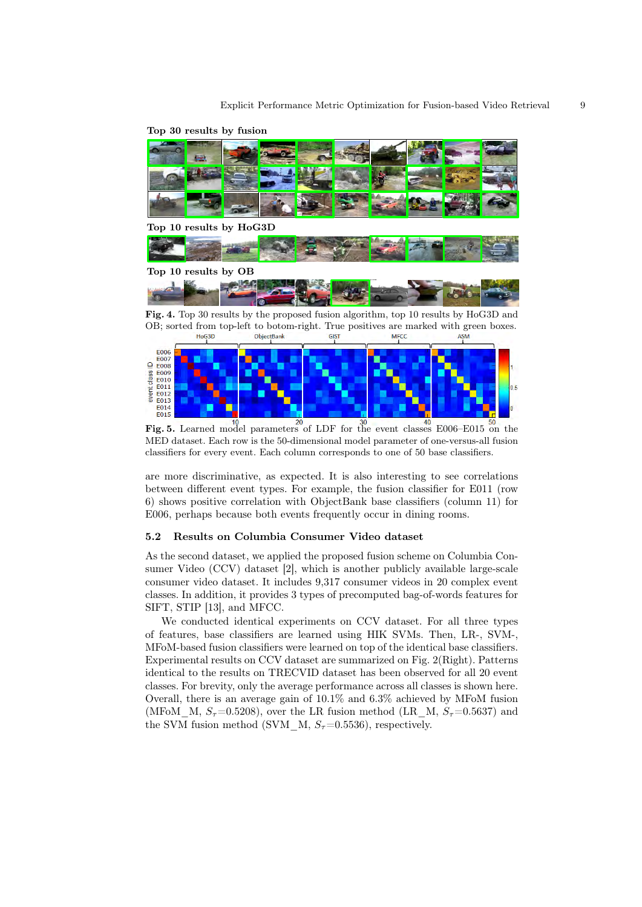**Top 30 results by fusion**

**Top 10 results by HoG3D**

**Top 10 results by OB**

**Fig. 4.** Top 30 results by the proposed fusion algorithm, top 10 results by HoG3D and OB; sorted from top-left to botom-right. True positives are marked with green boxes.

**Fig. 5.** Learned model parameters of LDF for the event classes E006–E015 on the MED dataset. Each row is the 50-dimensional model parameter of one-versus-all fusion classifiers for every event. Each column corresponds to one of 50 base classifiers.

are more discriminative, as expected. It is also interesting to see correlations between different event types. For example, the fusion classifier for E011 (row 6) shows positive correlation with ObjectBank base classifiers (column 11) for E006, perhaps because both events frequently occur in dining rooms.

### 5.2 Results on Columbia Consumer Video dataset

As the second dataset, we applied the proposed fusion scheme on Columbia Consumer Video (CCV) dataset [2], which is another publicly available large-scale consumer video dataset. It includes 9,317 consumer videos in 20 complex event classes. In addition, it provides 3 types of precomputed bag-of-words features for SIFT, STIP [13], and MFCC.

We conducted identical experiments on CCV dataset. For all three types of features, base classifiers are learned using HIK SVMs. Then, LR-, SVM-, MFoM-based fusion classifiers were learned on top of the identical base classifiers. Experimental results on CCV dataset are summarized on Fig. 2(Right). Patterns identical to the results on TRECVID dataset has been observed for all 20 event classes. For brevity, only the average performance across all classes is shown here. Overall, there is an average gain of 10.1% and 6.3% achieved by MFoM fusion (MFoM_M, $S_\tau$=0.5208), over the LR fusion method (LR_M, $S_\tau$=0.5637) and the SVM fusion method (SVM_M, $S_\tau$=0.5536), respectively.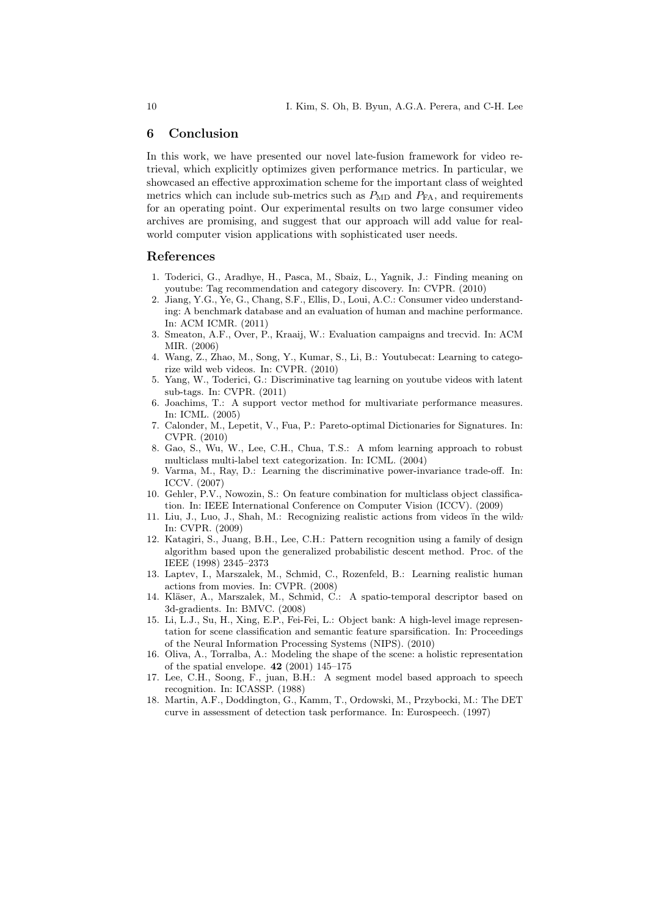## 6 Conclusion

In this work, we have presented our novel late-fusion framework for video retrieval, which explicitly optimizes given performance metrics. In particular, we showcased an effective approximation scheme for the important class of weighted metrics which can include sub-metrics such as $P_{\text{MD}}$ and $P_{\text{FA}}$, and requirements for an operating point. Our experimental results on two large consumer video archives are promising, and suggest that our approach will add value for real-world computer vision applications with sophisticated user needs.

## References

1. Toderici, G., Aradhye, H., Pasca, M., Sbaiz, L., Yagnik, J.: Finding meaning on youtube: Tag recommendation and category discovery. In: CVPR. (2010)
2. Jiang, Y.G., Ye, G., Chang, S.F., Ellis, D., Loui, A.C.: Consumer video understanding: A benchmark database and an evaluation of human and machine performance. In: ACM ICMR. (2011)
3. Smeaton, A.F., Over, P., Kraaij, W.: Evaluation campaigns and trecvid. In: ACM MIR. (2006)
4. Wang, Z., Zhao, M., Song, Y., Kumar, S., Li, B.: Youtubecat: Learning to categorize wild web videos. In: CVPR. (2010)
5. Yang, W., Toderici, G.: Discriminative tag learning on youtube videos with latent sub-tags. In: CVPR. (2011)
6. Joachims, T.: A support vector method for multivariate performance measures. In: ICML. (2005)
7. Calonder, M., Lepetit, V., Fua, P.: Pareto-optimal Dictionaries for Signatures. In: CVPR. (2010)
8. Gao, S., Wu, W., Lee, C.H., Chua, T.S.: A mfom learning approach to robust multiclass multi-label text categorization. In: ICML. (2004)
9. Varma, M., Ray, D.: Learning the discriminative power-invariance trade-off. In: ICCV. (2007)
10. Gehler, P.V., Nowozin, S.: On feature combination for multiclass object classification. In: IEEE International Conference on Computer Vision (ICCV). (2009)
11. Liu, J., Luo, J., Shah, M.: Recognizing realistic actions from videos ïn the wild". In: CVPR. (2009)
12. Katagiri, S., Juang, B.H., Lee, C.H.: Pattern recognition using a family of design algorithm based upon the generalized probabilistic descent method. Proc. of the IEEE (1998) 2345–2373
13. Laptev, I., Marszalek, M., Schmid, C., Rozenfeld, B.: Learning realistic human actions from movies. In: CVPR. (2008)
14. Kläser, A., Marszalek, M., Schmid, C.: A spatio-temporal descriptor based on 3d-gradients. In: BMVC. (2008)
15. Li, L.J., Su, H., Xing, E.P., Fei-Fei, L.: Object bank: A high-level image representation for scene classification and semantic feature sparsification. In: Proceedings of the Neural Information Processing Systems (NIPS). (2010)
16. Oliva, A., Torralba, A.: Modeling the shape of the scene: a holistic representation of the spatial envelope. **42** (2001) 145–175
17. Lee, C.H., Soong, F., juan, B.H.: A segment model based approach to speech recognition. In: ICASSP. (1988)
18. Martin, A.F., Doddington, G., Kamm, T., Ordowski, M., Przybocki, M.: The DET curve in assessment of detection task performance. In: Eurospeech. (1997)